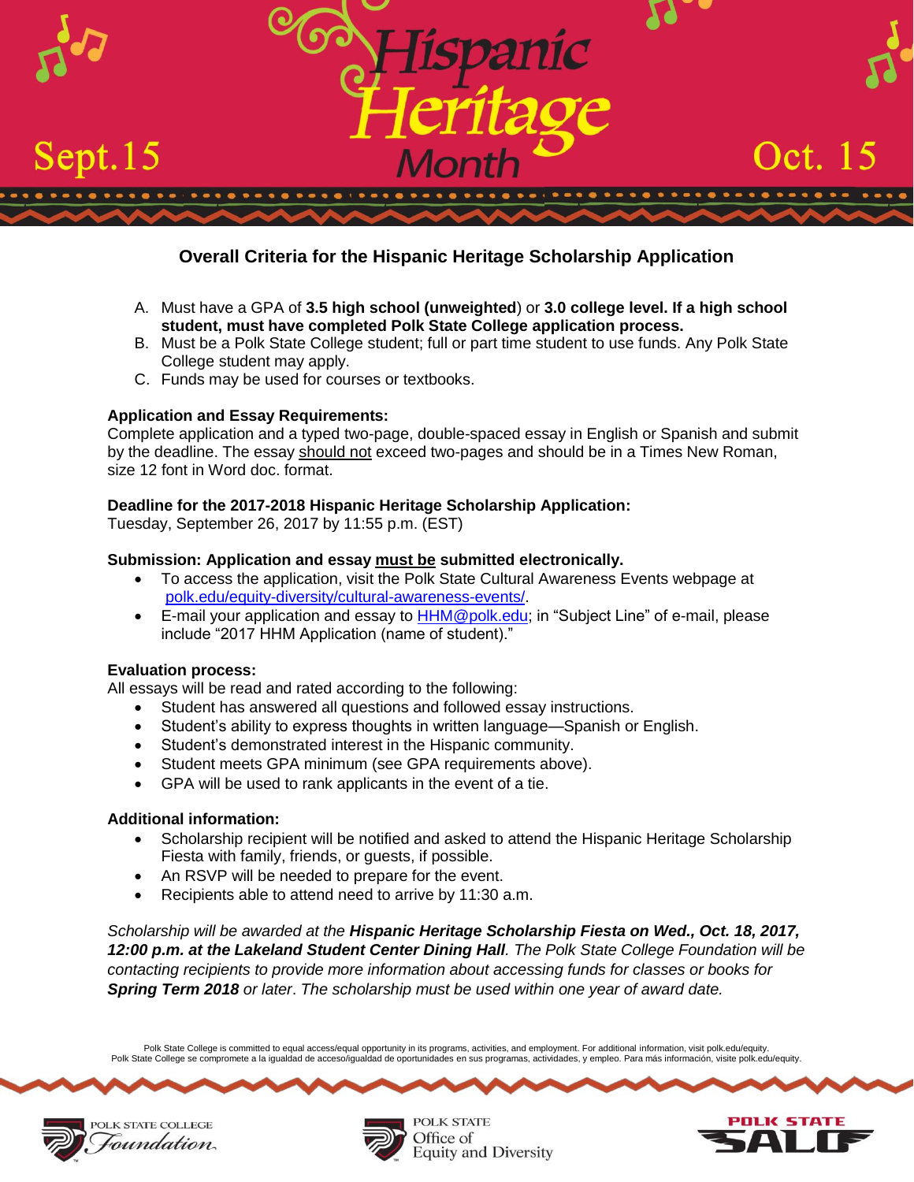# Hispanic Heritage Month

Sept. 15 — Oct. 15

## Overall Criteria for the Hispanic Heritage Scholarship Application

A. Must have a GPA of **3.5 high school (unweighted**) or **3.0 college level. If a high school student, must have completed Polk State College application process.**
B. Must be a Polk State College student; full or part time student to use funds. Any Polk State College student may apply.
C. Funds may be used for courses or textbooks.

**Application and Essay Requirements:**
Complete application and a typed two-page, double-spaced essay in English or Spanish and submit by the deadline. The essay should not exceed two-pages and should be in a Times New Roman, size 12 font in Word doc. format.

**Deadline for the 2017-2018 Hispanic Heritage Scholarship Application:**
Tuesday, September 26, 2017 by 11:55 p.m. (EST)

**Submission: Application and essay must be submitted electronically.**

- To access the application, visit the Polk State Cultural Awareness Events webpage at polk.edu/equity-diversity/cultural-awareness-events/.
- E-mail your application and essay to HHM@polk.edu; in "Subject Line" of e-mail, please include "2017 HHM Application (name of student)."

**Evaluation process:**
All essays will be read and rated according to the following:

- Student has answered all questions and followed essay instructions.
- Student's ability to express thoughts in written language—Spanish or English.
- Student's demonstrated interest in the Hispanic community.
- Student meets GPA minimum (see GPA requirements above).
- GPA will be used to rank applicants in the event of a tie.

**Additional information:**

- Scholarship recipient will be notified and asked to attend the Hispanic Heritage Scholarship Fiesta with family, friends, or guests, if possible.
- An RSVP will be needed to prepare for the event.
- Recipients able to attend need to arrive by 11:30 a.m.

*Scholarship will be awarded at the* ***Hispanic Heritage Scholarship Fiesta on Wed., Oct. 18, 2017, 12:00 p.m. at the Lakeland Student Center Dining Hall****. The Polk State College Foundation will be contacting recipients to provide more information about accessing funds for classes or books for* ***Spring Term 2018*** *or later. The scholarship must be used within one year of award date.*

Polk State College is committed to equal access/equal opportunity in its programs, activities, and employment. For additional information, visit polk.edu/equity.
Polk State College se compromete a la igualdad de acceso/igualdad de oportunidades en sus programas, actividades, y empleo. Para más información, visite polk.edu/equity.

POLK STATE COLLEGE Foundation | POLK STATE Office of Equity and Diversity | POLK STATE SALD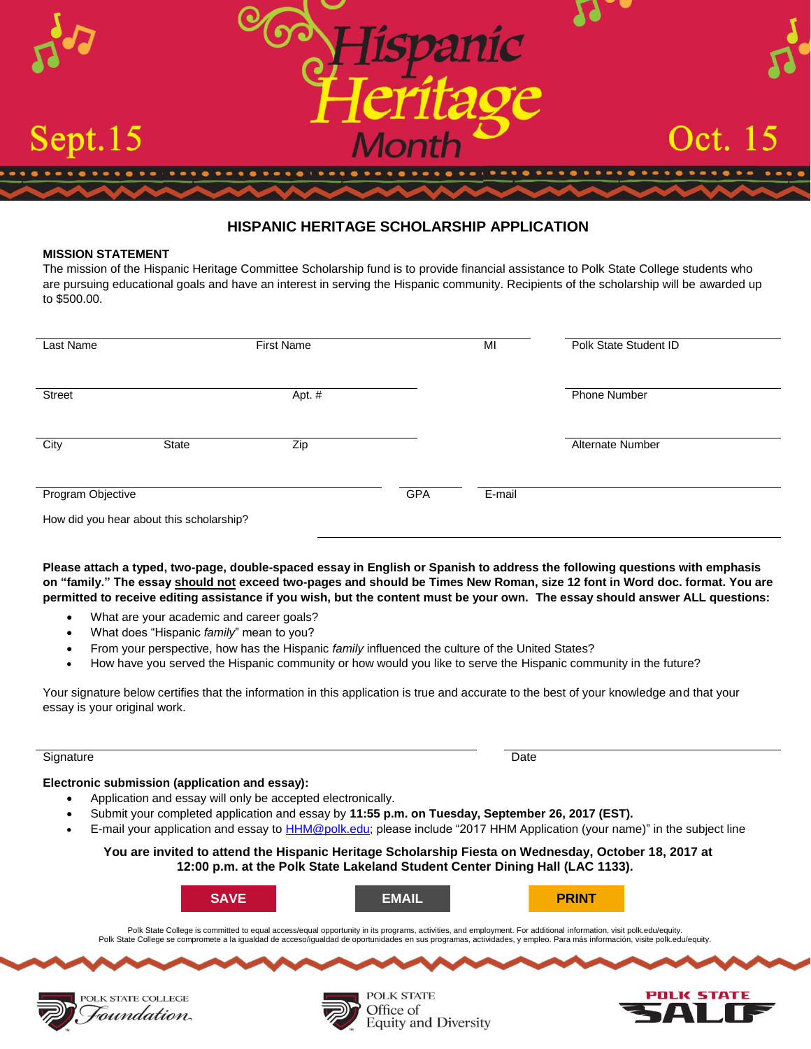Sept.15

# Hispanic Heritage Month

Oct. 15

## HISPANIC HERITAGE SCHOLARSHIP APPLICATION

**MISSION STATEMENT**

The mission of the Hispanic Heritage Committee Scholarship fund is to provide financial assistance to Polk State College students who are pursuing educational goals and have an interest in serving the Hispanic community. Recipients of the scholarship will be awarded up to $500.00.

Last Name First Name MI

Polk State Student ID

Street Apt. #

Phone Number

City State Zip

Alternate Number

Program Objective

GPA

E-mail

How did you hear about this scholarship?

**Please attach a typed, two-page, double-spaced essay in English or Spanish to address the following questions with emphasis on "family." The essay should not exceed two-pages and should be Times New Roman, size 12 font in Word doc. format. You are permitted to receive editing assistance if you wish, but the content must be your own. The essay should answer ALL questions:**

- What are your academic and career goals?
- What does "Hispanic *family*" mean to you?
- From your perspective, how has the Hispanic *family* influenced the culture of the United States?
- How have you served the Hispanic community or how would you like to serve the Hispanic community in the future?

Your signature below certifies that the information in this application is true and accurate to the best of your knowledge and that your essay is your original work.

Signature

Date

**Electronic submission (application and essay):**

- Application and essay will only be accepted electronically.
- Submit your completed application and essay by **11:55 p.m. on Tuesday, September 26, 2017 (EST).**
- E-mail your application and essay to HHM@polk.edu; please include "2017 HHM Application (your name)" in the subject line

**You are invited to attend the Hispanic Heritage Scholarship Fiesta on Wednesday, October 18, 2017 at 12:00 p.m. at the Polk State Lakeland Student Center Dining Hall (LAC 1133).**

SAVE EMAIL PRINT

Polk State College is committed to equal access/equal opportunity in its programs, activities, and employment. For additional information, visit polk.edu/equity.
Polk State College se compromete a la igualdad de acceso/igualdad de oportunidades en sus programas, actividades, y empleo. Para más información, visite polk.edu/equity.

POLK STATE COLLEGE Foundation

POLK STATE Office of Equity and Diversity

POLK STATE SALO